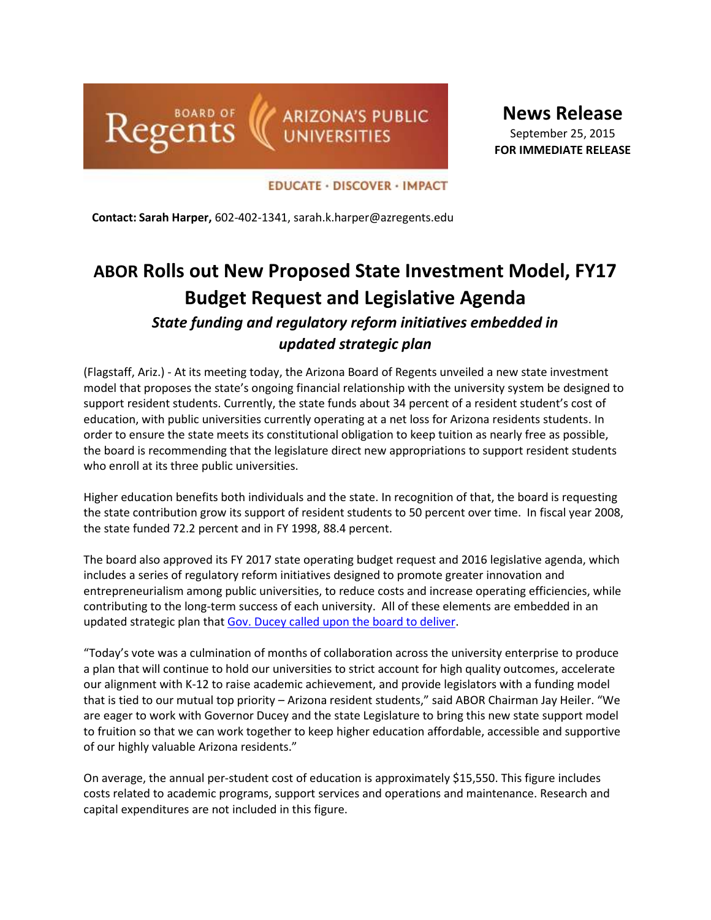Board of Regents | Arizona's Public Universities

EDUCATE · DISCOVER · IMPACT

**News Release**
September 25, 2015
**FOR IMMEDIATE RELEASE**

**Contact: Sarah Harper,** 602-402-1341, sarah.k.harper@azregents.edu

# ABOR Rolls out New Proposed State Investment Model, FY17 Budget Request and Legislative Agenda

### *State funding and regulatory reform initiatives embedded in updated strategic plan*

(Flagstaff, Ariz.) - At its meeting today, the Arizona Board of Regents unveiled a new state investment model that proposes the state's ongoing financial relationship with the university system be designed to support resident students. Currently, the state funds about 34 percent of a resident student's cost of education, with public universities currently operating at a net loss for Arizona residents students. In order to ensure the state meets its constitutional obligation to keep tuition as nearly free as possible, the board is recommending that the legislature direct new appropriations to support resident students who enroll at its three public universities.

Higher education benefits both individuals and the state. In recognition of that, the board is requesting the state contribution grow its support of resident students to 50 percent over time. In fiscal year 2008, the state funded 72.2 percent and in FY 1998, 88.4 percent.

The board also approved its FY 2017 state operating budget request and 2016 legislative agenda, which includes a series of regulatory reform initiatives designed to promote greater innovation and entrepreneurialism among public universities, to reduce costs and increase operating efficiencies, while contributing to the long-term success of each university. All of these elements are embedded in an updated strategic plan that Gov. Ducey called upon the board to deliver.

"Today's vote was a culmination of months of collaboration across the university enterprise to produce a plan that will continue to hold our universities to strict account for high quality outcomes, accelerate our alignment with K-12 to raise academic achievement, and provide legislators with a funding model that is tied to our mutual top priority – Arizona resident students," said ABOR Chairman Jay Heiler. "We are eager to work with Governor Ducey and the state Legislature to bring this new state support model to fruition so that we can work together to keep higher education affordable, accessible and supportive of our highly valuable Arizona residents."

On average, the annual per-student cost of education is approximately $15,550. This figure includes costs related to academic programs, support services and operations and maintenance. Research and capital expenditures are not included in this figure.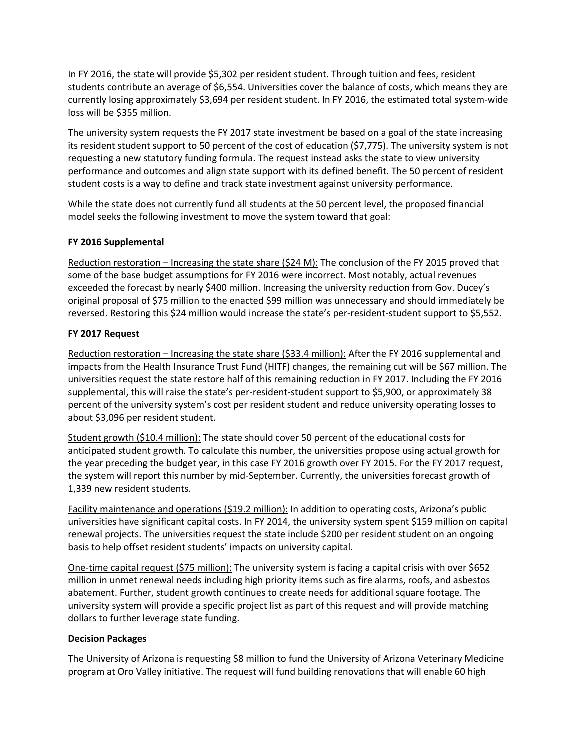In FY 2016, the state will provide $5,302 per resident student. Through tuition and fees, resident students contribute an average of $6,554. Universities cover the balance of costs, which means they are currently losing approximately $3,694 per resident student. In FY 2016, the estimated total system-wide loss will be $355 million.

The university system requests the FY 2017 state investment be based on a goal of the state increasing its resident student support to 50 percent of the cost of education ($7,775). The university system is not requesting a new statutory funding formula. The request instead asks the state to view university performance and outcomes and align state support with its defined benefit. The 50 percent of resident student costs is a way to define and track state investment against university performance.

While the state does not currently fund all students at the 50 percent level, the proposed financial model seeks the following investment to move the system toward that goal:

**FY 2016 Supplemental**

Reduction restoration – Increasing the state share ($24 M): The conclusion of the FY 2015 proved that some of the base budget assumptions for FY 2016 were incorrect. Most notably, actual revenues exceeded the forecast by nearly $400 million. Increasing the university reduction from Gov. Ducey's original proposal of $75 million to the enacted $99 million was unnecessary and should immediately be reversed. Restoring this $24 million would increase the state's per-resident-student support to $5,552.

**FY 2017 Request**

Reduction restoration – Increasing the state share ($33.4 million): After the FY 2016 supplemental and impacts from the Health Insurance Trust Fund (HITF) changes, the remaining cut will be $67 million. The universities request the state restore half of this remaining reduction in FY 2017. Including the FY 2016 supplemental, this will raise the state's per-resident-student support to $5,900, or approximately 38 percent of the university system's cost per resident student and reduce university operating losses to about $3,096 per resident student.

Student growth ($10.4 million): The state should cover 50 percent of the educational costs for anticipated student growth. To calculate this number, the universities propose using actual growth for the year preceding the budget year, in this case FY 2016 growth over FY 2015. For the FY 2017 request, the system will report this number by mid-September. Currently, the universities forecast growth of 1,339 new resident students.

Facility maintenance and operations ($19.2 million): In addition to operating costs, Arizona's public universities have significant capital costs. In FY 2014, the university system spent $159 million on capital renewal projects. The universities request the state include $200 per resident student on an ongoing basis to help offset resident students' impacts on university capital.

One-time capital request ($75 million): The university system is facing a capital crisis with over $652 million in unmet renewal needs including high priority items such as fire alarms, roofs, and asbestos abatement. Further, student growth continues to create needs for additional square footage. The university system will provide a specific project list as part of this request and will provide matching dollars to further leverage state funding.

**Decision Packages**

The University of Arizona is requesting $8 million to fund the University of Arizona Veterinary Medicine program at Oro Valley initiative. The request will fund building renovations that will enable 60 high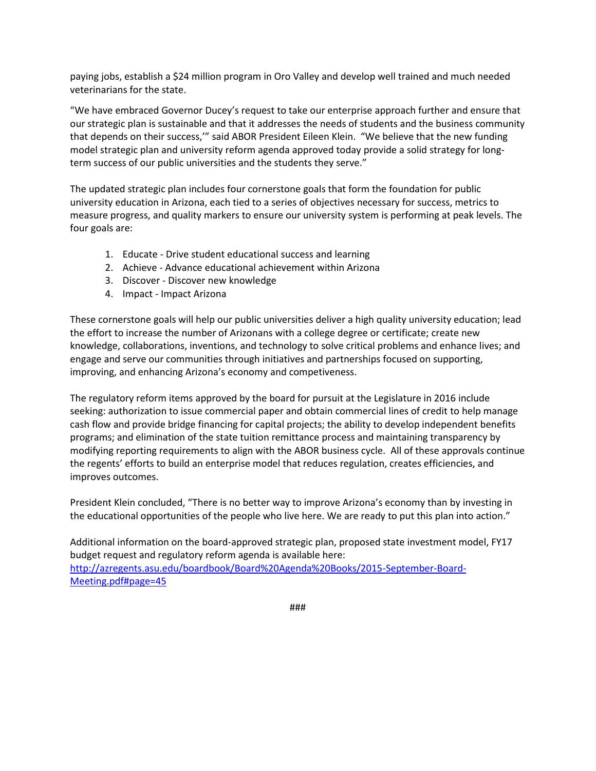paying jobs, establish a $24 million program in Oro Valley and develop well trained and much needed veterinarians for the state.

"We have embraced Governor Ducey's request to take our enterprise approach further and ensure that our strategic plan is sustainable and that it addresses the needs of students and the business community that depends on their success,'" said ABOR President Eileen Klein. "We believe that the new funding model strategic plan and university reform agenda approved today provide a solid strategy for long-term success of our public universities and the students they serve."

The updated strategic plan includes four cornerstone goals that form the foundation for public university education in Arizona, each tied to a series of objectives necessary for success, metrics to measure progress, and quality markers to ensure our university system is performing at peak levels. The four goals are:

1. Educate - Drive student educational success and learning
2. Achieve - Advance educational achievement within Arizona
3. Discover - Discover new knowledge
4. Impact - Impact Arizona

These cornerstone goals will help our public universities deliver a high quality university education; lead the effort to increase the number of Arizonans with a college degree or certificate; create new knowledge, collaborations, inventions, and technology to solve critical problems and enhance lives; and engage and serve our communities through initiatives and partnerships focused on supporting, improving, and enhancing Arizona's economy and competiveness.

The regulatory reform items approved by the board for pursuit at the Legislature in 2016 include seeking: authorization to issue commercial paper and obtain commercial lines of credit to help manage cash flow and provide bridge financing for capital projects; the ability to develop independent benefits programs; and elimination of the state tuition remittance process and maintaining transparency by modifying reporting requirements to align with the ABOR business cycle. All of these approvals continue the regents' efforts to build an enterprise model that reduces regulation, creates efficiencies, and improves outcomes.

President Klein concluded, "There is no better way to improve Arizona's economy than by investing in the educational opportunities of the people who live here. We are ready to put this plan into action."

Additional information on the board-approved strategic plan, proposed state investment model, FY17 budget request and regulatory reform agenda is available here: [http://azregents.asu.edu/boardbook/Board%20Agenda%20Books/2015-September-Board-Meeting.pdf#page=45](http://azregents.asu.edu/boardbook/Board%20Agenda%20Books/2015-September-Board-Meeting.pdf#page=45)

###